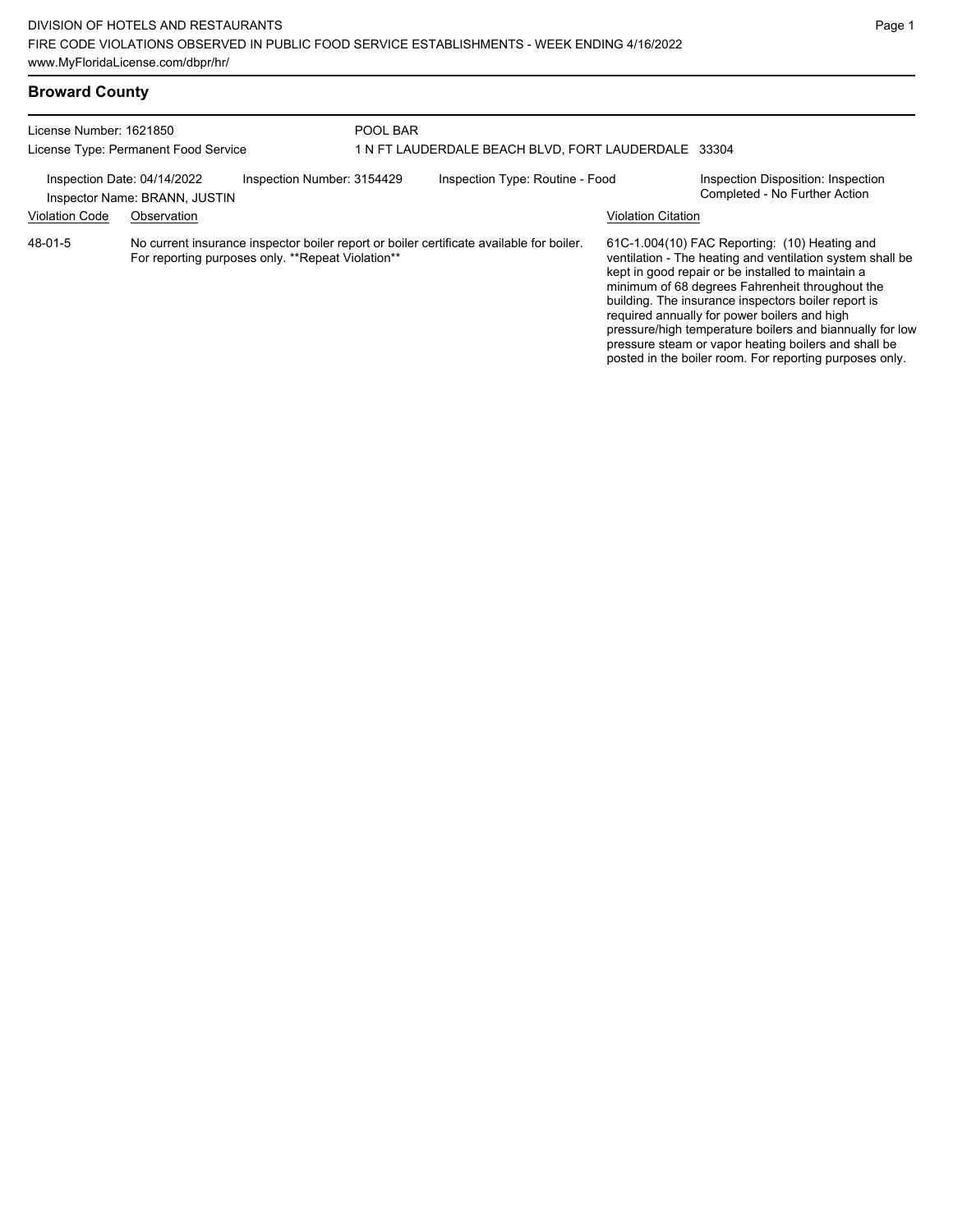## Broward County

License Number: 1621850
License Type: Permanent Food Service

POOL BAR
1 N FT LAUDERDALE BEACH BLVD, FORT LAUDERDALE 33304

Inspection Date: 04/14/2022
Inspector Name: BRANN, JUSTIN
Inspection Number: 3154429
Inspection Type: Routine - Food
Inspection Disposition: Inspection Completed - No Further Action

| Violation Code | Observation | Violation Citation |
|---|---|---|
| 48-01-5 | No current insurance inspector boiler report or boiler certificate available for boiler. For reporting purposes only. **Repeat Violation** | 61C-1.004(10) FAC Reporting: (10) Heating and ventilation - The heating and ventilation system shall be kept in good repair or be installed to maintain a minimum of 68 degrees Fahrenheit throughout the building. The insurance inspectors boiler report is required annually for power boilers and high pressure/high temperature boilers and biannually for low pressure steam or vapor heating boilers and shall be posted in the boiler room. For reporting purposes only. |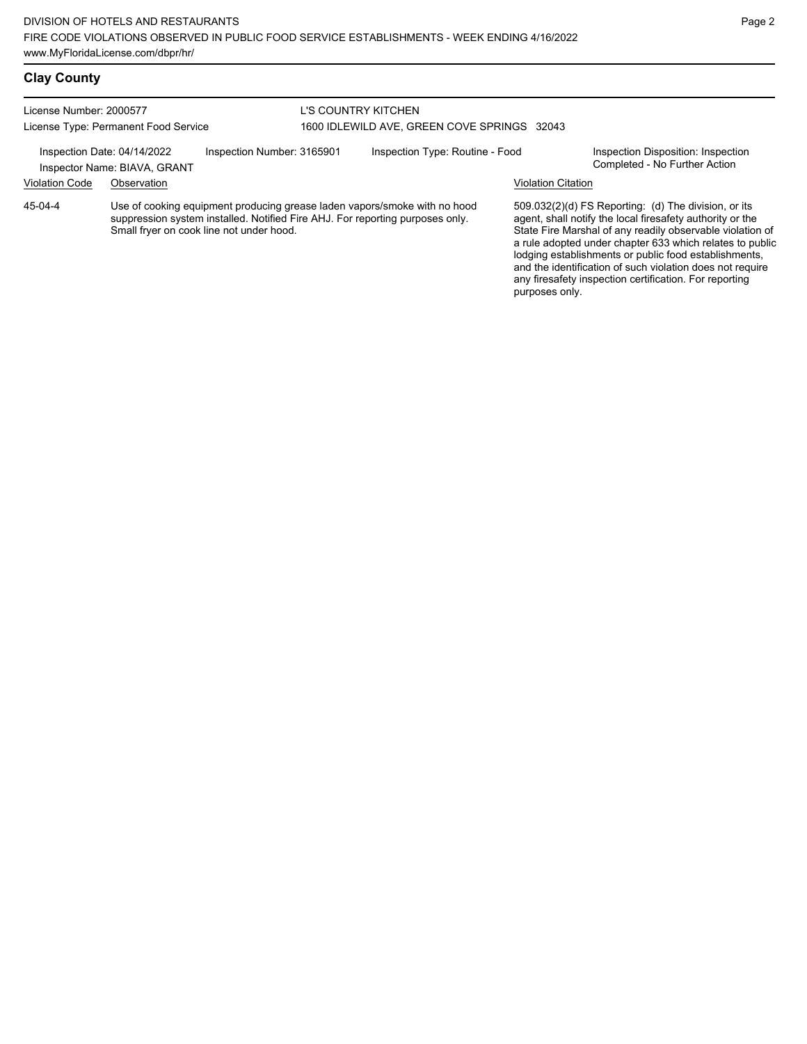## Clay County

License Number: 2000577
License Type: Permanent Food Service

L'S COUNTRY KITCHEN
1600 IDLEWILD AVE, GREEN COVE SPRINGS 32043

Inspection Date: 04/14/2022
Inspector Name: BIAVA, GRANT
Inspection Number: 3165901
Inspection Type: Routine - Food
Inspection Disposition: Inspection Completed - No Further Action

| Violation Code | Observation | Violation Citation |
| --- | --- | --- |
| 45-04-4 | Use of cooking equipment producing grease laden vapors/smoke with no hood suppression system installed. Notified Fire AHJ. For reporting purposes only. Small fryer on cook line not under hood. | 509.032(2)(d) FS Reporting: (d) The division, or its agent, shall notify the local firesafety authority or the State Fire Marshal of any readily observable violation of a rule adopted under chapter 633 which relates to public lodging establishments or public food establishments, and the identification of such violation does not require any firesafety inspection certification. For reporting purposes only. |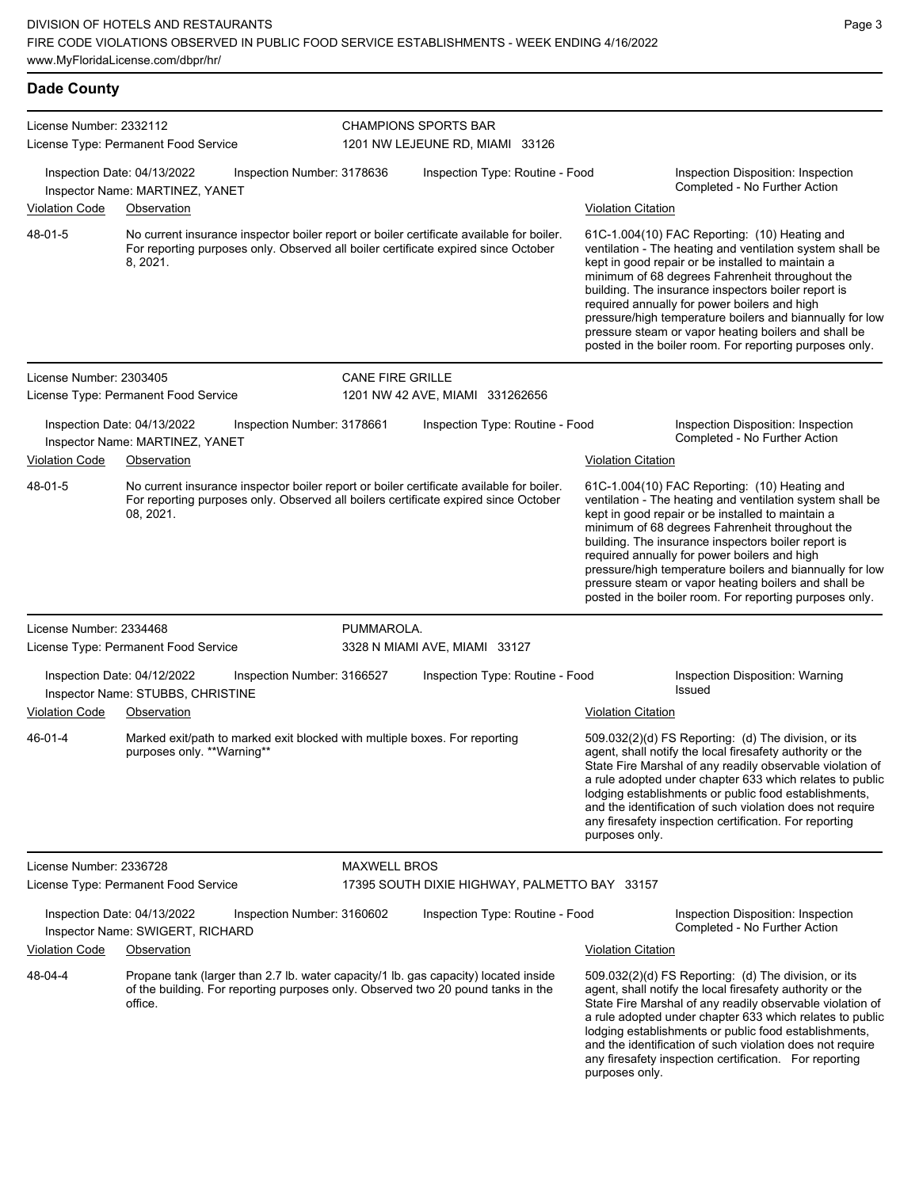## Dade County

**License Number:** 2332112
**License Type:** Permanent Food Service

**CHAMPIONS SPORTS BAR**
1201 NW LEJEUNE RD, MIAMI 33126

**Inspection Date:** 04/13/2022 **Inspection Number:** 3178636 **Inspection Type:** Routine - Food **Inspection Disposition:** Inspection Completed - No Further Action
**Inspector Name:** MARTINEZ, YANET

| Violation Code | Observation | Violation Citation |
|---|---|---|
| 48-01-5 | No current insurance inspector boiler report or boiler certificate available for boiler. For reporting purposes only. Observed all boiler certificate expired since October 8, 2021. | 61C-1.004(10) FAC Reporting: (10) Heating and ventilation - The heating and ventilation system shall be kept in good repair or be installed to maintain a minimum of 68 degrees Fahrenheit throughout the building. The insurance inspectors boiler report is required annually for power boilers and high pressure/high temperature boilers and biannually for low pressure steam or vapor heating boilers and shall be posted in the boiler room. For reporting purposes only. |

**License Number:** 2303405
**License Type:** Permanent Food Service

**CANE FIRE GRILLE**
1201 NW 42 AVE, MIAMI 331262656

**Inspection Date:** 04/13/2022 **Inspection Number:** 3178661 **Inspection Type:** Routine - Food **Inspection Disposition:** Inspection Completed - No Further Action
**Inspector Name:** MARTINEZ, YANET

| Violation Code | Observation | Violation Citation |
|---|---|---|
| 48-01-5 | No current insurance inspector boiler report or boiler certificate available for boiler. For reporting purposes only. Observed all boilers certificate expired since October 08, 2021. | 61C-1.004(10) FAC Reporting: (10) Heating and ventilation - The heating and ventilation system shall be kept in good repair or be installed to maintain a minimum of 68 degrees Fahrenheit throughout the building. The insurance inspectors boiler report is required annually for power boilers and high pressure/high temperature boilers and biannually for low pressure steam or vapor heating boilers and shall be posted in the boiler room. For reporting purposes only. |

**License Number:** 2334468
**License Type:** Permanent Food Service

**PUMMAROLA.**
3328 N MIAMI AVE, MIAMI 33127

**Inspection Date:** 04/12/2022 **Inspection Number:** 3166527 **Inspection Type:** Routine - Food **Inspection Disposition:** Warning Issued
**Inspector Name:** STUBBS, CHRISTINE

| Violation Code | Observation | Violation Citation |
|---|---|---|
| 46-01-4 | Marked exit/path to marked exit blocked with multiple boxes. For reporting purposes only. **Warning** | 509.032(2)(d) FS Reporting: (d) The division, or its agent, shall notify the local firesafety authority or the State Fire Marshal of any readily observable violation of a rule adopted under chapter 633 which relates to public lodging establishments or public food establishments, and the identification of such violation does not require any firesafety inspection certification. For reporting purposes only. |

**License Number:** 2336728
**License Type:** Permanent Food Service

**MAXWELL BROS**
17395 SOUTH DIXIE HIGHWAY, PALMETTO BAY 33157

**Inspection Date:** 04/13/2022 **Inspection Number:** 3160602 **Inspection Type:** Routine - Food **Inspection Disposition:** Inspection Completed - No Further Action
**Inspector Name:** SWIGERT, RICHARD

| Violation Code | Observation | Violation Citation |
|---|---|---|
| 48-04-4 | Propane tank (larger than 2.7 lb. water capacity/1 lb. gas capacity) located inside of the building. For reporting purposes only. Observed two 20 pound tanks in the office. | 509.032(2)(d) FS Reporting: (d) The division, or its agent, shall notify the local firesafety authority or the State Fire Marshal of any readily observable violation of a rule adopted under chapter 633 which relates to public lodging establishments or public food establishments, and the identification of such violation does not require any firesafety inspection certification. For reporting purposes only. |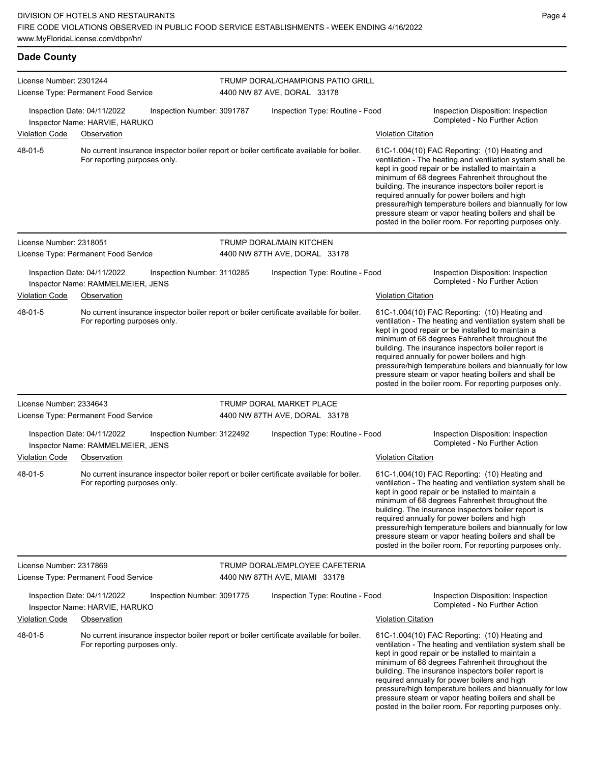## Dade County

**License Number:** 2301244
**License Type:** Permanent Food Service
**TRUMP DORAL/CHAMPIONS PATIO GRILL**
4400 NW 87 AVE, DORAL 33178

Inspection Date: 04/11/2022 | Inspection Number: 3091787 | Inspection Type: Routine - Food | Inspection Disposition: Inspection Completed - No Further Action
Inspector Name: HARVIE, HARUKO

| Violation Code | Observation | Violation Citation |
| --- | --- | --- |
| 48-01-5 | No current insurance inspector boiler report or boiler certificate available for boiler. For reporting purposes only. | 61C-1.004(10) FAC Reporting: (10) Heating and ventilation - The heating and ventilation system shall be kept in good repair or be installed to maintain a minimum of 68 degrees Fahrenheit throughout the building. The insurance inspectors boiler report is required annually for power boilers and high pressure/high temperature boilers and biannually for low pressure steam or vapor heating boilers and shall be posted in the boiler room. For reporting purposes only. |

**License Number:** 2318051
**License Type:** Permanent Food Service
**TRUMP DORAL/MAIN KITCHEN**
4400 NW 87TH AVE, DORAL 33178

Inspection Date: 04/11/2022 | Inspection Number: 3110285 | Inspection Type: Routine - Food | Inspection Disposition: Inspection Completed - No Further Action
Inspector Name: RAMMELMEIER, JENS

| Violation Code | Observation | Violation Citation |
| --- | --- | --- |
| 48-01-5 | No current insurance inspector boiler report or boiler certificate available for boiler. For reporting purposes only. | 61C-1.004(10) FAC Reporting: (10) Heating and ventilation - The heating and ventilation system shall be kept in good repair or be installed to maintain a minimum of 68 degrees Fahrenheit throughout the building. The insurance inspectors boiler report is required annually for power boilers and high pressure/high temperature boilers and biannually for low pressure steam or vapor heating boilers and shall be posted in the boiler room. For reporting purposes only. |

**License Number:** 2334643
**License Type:** Permanent Food Service
**TRUMP DORAL MARKET PLACE**
4400 NW 87TH AVE, DORAL 33178

Inspection Date: 04/11/2022 | Inspection Number: 3122492 | Inspection Type: Routine - Food | Inspection Disposition: Inspection Completed - No Further Action
Inspector Name: RAMMELMEIER, JENS

| Violation Code | Observation | Violation Citation |
| --- | --- | --- |
| 48-01-5 | No current insurance inspector boiler report or boiler certificate available for boiler. For reporting purposes only. | 61C-1.004(10) FAC Reporting: (10) Heating and ventilation - The heating and ventilation system shall be kept in good repair or be installed to maintain a minimum of 68 degrees Fahrenheit throughout the building. The insurance inspectors boiler report is required annually for power boilers and high pressure/high temperature boilers and biannually for low pressure steam or vapor heating boilers and shall be posted in the boiler room. For reporting purposes only. |

**License Number:** 2317869
**License Type:** Permanent Food Service
**TRUMP DORAL/EMPLOYEE CAFETERIA**
4400 NW 87TH AVE, MIAMI 33178

Inspection Date: 04/11/2022 | Inspection Number: 3091775 | Inspection Type: Routine - Food | Inspection Disposition: Inspection Completed - No Further Action
Inspector Name: HARVIE, HARUKO

| Violation Code | Observation | Violation Citation |
| --- | --- | --- |
| 48-01-5 | No current insurance inspector boiler report or boiler certificate available for boiler. For reporting purposes only. | 61C-1.004(10) FAC Reporting: (10) Heating and ventilation - The heating and ventilation system shall be kept in good repair or be installed to maintain a minimum of 68 degrees Fahrenheit throughout the building. The insurance inspectors boiler report is required annually for power boilers and high pressure/high temperature boilers and biannually for low pressure steam or vapor heating boilers and shall be posted in the boiler room. For reporting purposes only. |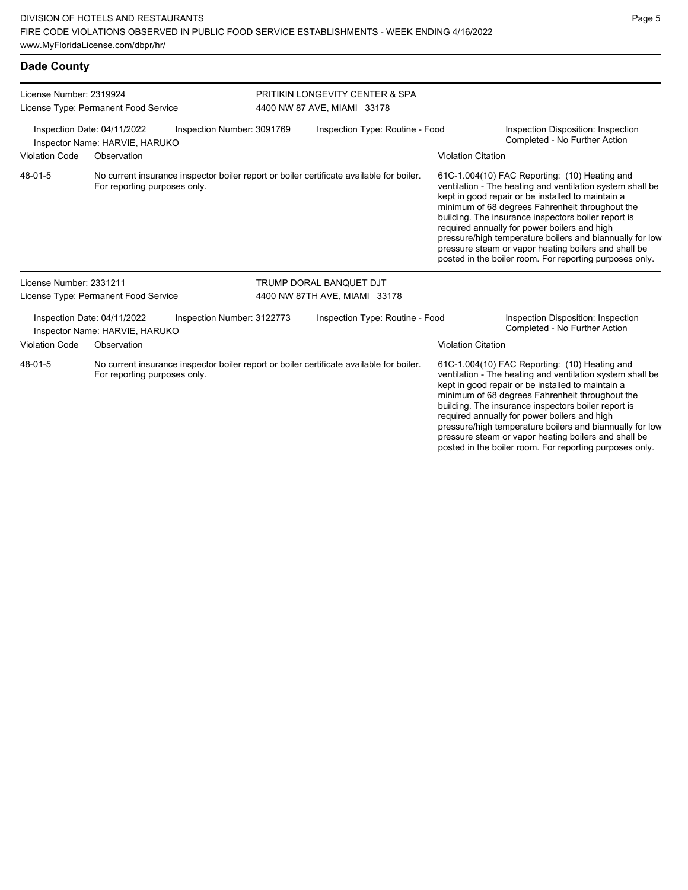## Dade County

**License Number:** 2319924
**License Type:** Permanent Food Service

**PRITIKIN LONGEVITY CENTER & SPA**
4400 NW 87 AVE, MIAMI 33178

Inspection Date: 04/11/2022 | Inspection Number: 3091769 | Inspection Type: Routine - Food | Inspection Disposition: Inspection Completed - No Further Action

Inspector Name: HARVIE, HARUKO

| Violation Code | Observation | Violation Citation |
|---|---|---|
| 48-01-5 | No current insurance inspector boiler report or boiler certificate available for boiler. For reporting purposes only. | 61C-1.004(10) FAC Reporting: (10) Heating and ventilation - The heating and ventilation system shall be kept in good repair or be installed to maintain a minimum of 68 degrees Fahrenheit throughout the building. The insurance inspectors boiler report is required annually for power boilers and high pressure/high temperature boilers and biannually for low pressure steam or vapor heating boilers and shall be posted in the boiler room. For reporting purposes only. |

**License Number:** 2331211
**License Type:** Permanent Food Service

**TRUMP DORAL BANQUET DJT**
4400 NW 87TH AVE, MIAMI 33178

Inspection Date: 04/11/2022 | Inspection Number: 3122773 | Inspection Type: Routine - Food | Inspection Disposition: Inspection Completed - No Further Action

Inspector Name: HARVIE, HARUKO

| Violation Code | Observation | Violation Citation |
|---|---|---|
| 48-01-5 | No current insurance inspector boiler report or boiler certificate available for boiler. For reporting purposes only. | 61C-1.004(10) FAC Reporting: (10) Heating and ventilation - The heating and ventilation system shall be kept in good repair or be installed to maintain a minimum of 68 degrees Fahrenheit throughout the building. The insurance inspectors boiler report is required annually for power boilers and high pressure/high temperature boilers and biannually for low pressure steam or vapor heating boilers and shall be posted in the boiler room. For reporting purposes only. |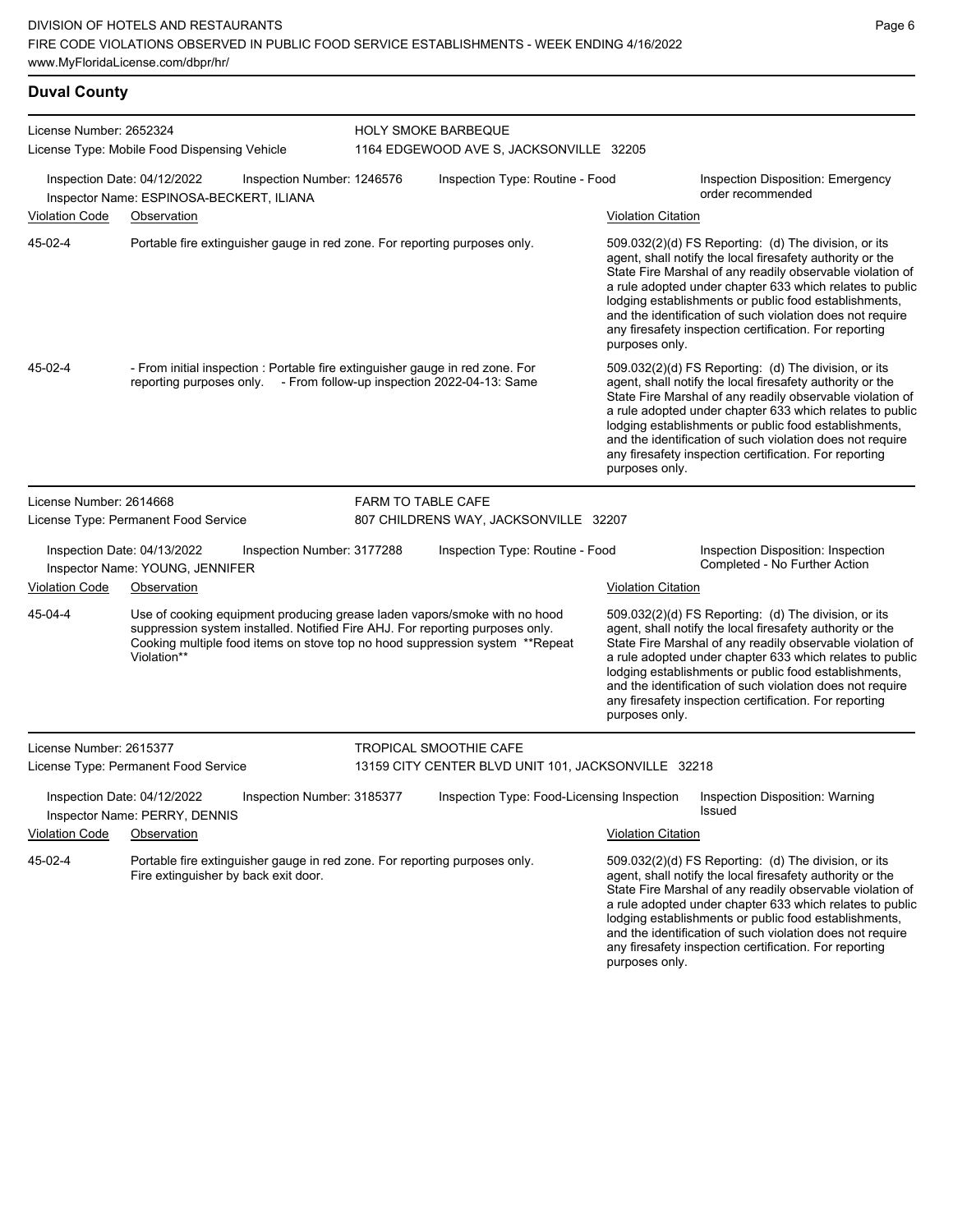## Duval County

**License Number:** 2652324
**License Type:** Mobile Food Dispensing Vehicle
**HOLY SMOKE BARBEQUE**
1164 EDGEWOOD AVE S, JACKSONVILLE 32205

Inspection Date: 04/12/2022 | Inspection Number: 1246576 | Inspection Type: Routine - Food | Inspection Disposition: Emergency order recommended
Inspector Name: ESPINOSA-BECKERT, ILIANA

| Violation Code | Observation | Violation Citation |
| --- | --- | --- |
| 45-02-4 | Portable fire extinguisher gauge in red zone. For reporting purposes only. | 509.032(2)(d) FS Reporting: (d) The division, or its agent, shall notify the local firesafety authority or the State Fire Marshal of any readily observable violation of a rule adopted under chapter 633 which relates to public lodging establishments or public food establishments, and the identification of such violation does not require any firesafety inspection certification. For reporting purposes only. |
| 45-02-4 | - From initial inspection : Portable fire extinguisher gauge in red zone. For reporting purposes only. - From follow-up inspection 2022-04-13: Same | 509.032(2)(d) FS Reporting: (d) The division, or its agent, shall notify the local firesafety authority or the State Fire Marshal of any readily observable violation of a rule adopted under chapter 633 which relates to public lodging establishments or public food establishments, and the identification of such violation does not require any firesafety inspection certification. For reporting purposes only. |

**License Number:** 2614668
**License Type:** Permanent Food Service
**FARM TO TABLE CAFE**
807 CHILDRENS WAY, JACKSONVILLE 32207

Inspection Date: 04/13/2022 | Inspection Number: 3177288 | Inspection Type: Routine - Food | Inspection Disposition: Inspection Completed - No Further Action
Inspector Name: YOUNG, JENNIFER

| Violation Code | Observation | Violation Citation |
| --- | --- | --- |
| 45-04-4 | Use of cooking equipment producing grease laden vapors/smoke with no hood suppression system installed. Notified Fire AHJ. For reporting purposes only. Cooking multiple food items on stove top no hood suppression system **Repeat Violation** | 509.032(2)(d) FS Reporting: (d) The division, or its agent, shall notify the local firesafety authority or the State Fire Marshal of any readily observable violation of a rule adopted under chapter 633 which relates to public lodging establishments or public food establishments, and the identification of such violation does not require any firesafety inspection certification. For reporting purposes only. |

**License Number:** 2615377
**License Type:** Permanent Food Service
**TROPICAL SMOOTHIE CAFE**
13159 CITY CENTER BLVD UNIT 101, JACKSONVILLE 32218

Inspection Date: 04/12/2022 | Inspection Number: 3185377 | Inspection Type: Food-Licensing Inspection | Inspection Disposition: Warning Issued
Inspector Name: PERRY, DENNIS

| Violation Code | Observation | Violation Citation |
| --- | --- | --- |
| 45-02-4 | Portable fire extinguisher gauge in red zone. For reporting purposes only. Fire extinguisher by back exit door. | 509.032(2)(d) FS Reporting: (d) The division, or its agent, shall notify the local firesafety authority or the State Fire Marshal of any readily observable violation of a rule adopted under chapter 633 which relates to public lodging establishments or public food establishments, and the identification of such violation does not require any firesafety inspection certification. For reporting purposes only. |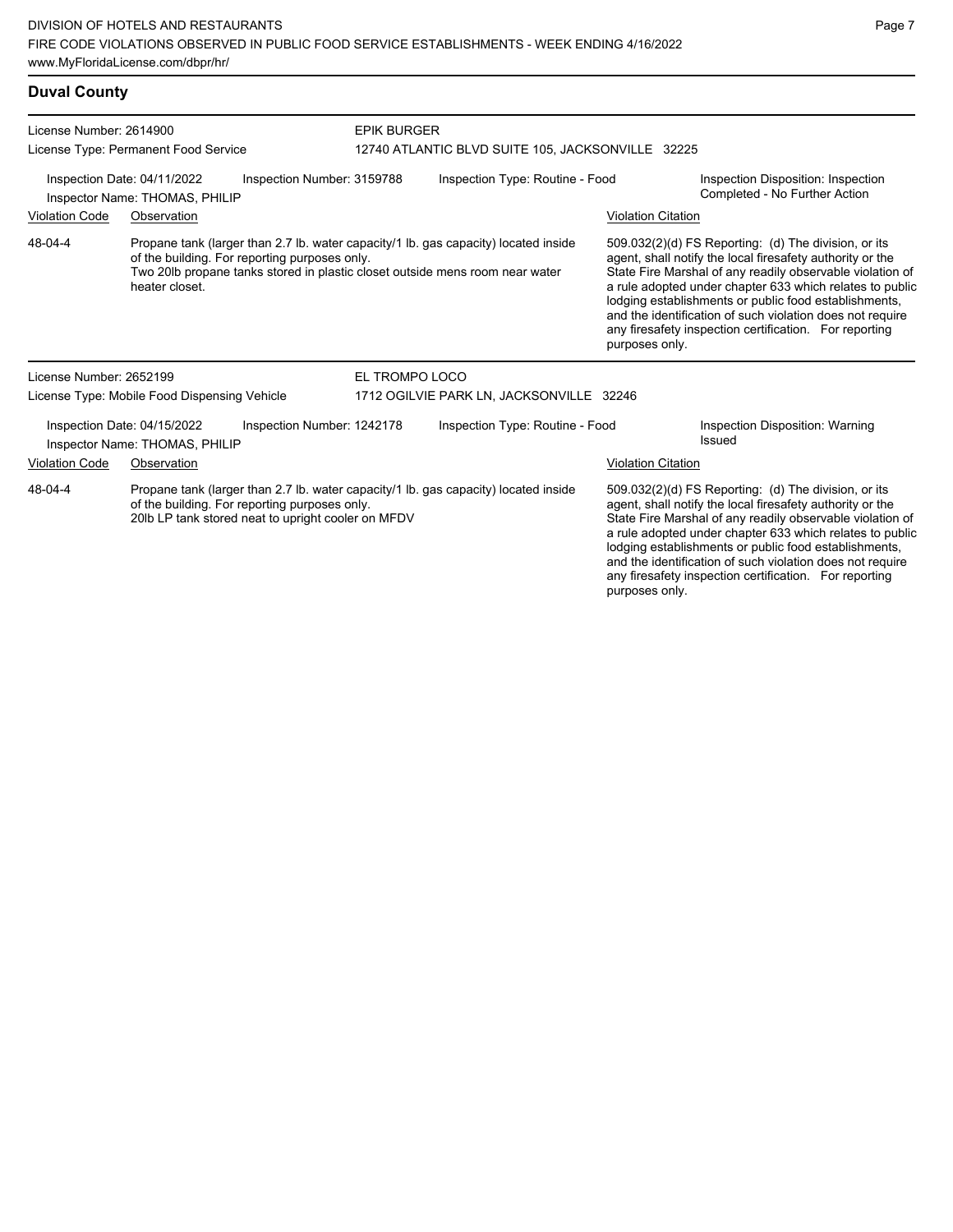## Duval County

**License Number:** 2614900
**License Type:** Permanent Food Service

**EPIK BURGER**
12740 ATLANTIC BLVD SUITE 105, JACKSONVILLE 32225

Inspection Date: 04/11/2022
Inspection Number: 3159788
Inspection Type: Routine - Food
Inspection Disposition: Inspection Completed - No Further Action
Inspector Name: THOMAS, PHILIP

| Violation Code | Observation | Violation Citation |
|---|---|---|
| 48-04-4 | Propane tank (larger than 2.7 lb. water capacity/1 lb. gas capacity) located inside of the building. For reporting purposes only. Two 20lb propane tanks stored in plastic closet outside mens room near water heater closet. | 509.032(2)(d) FS Reporting: (d) The division, or its agent, shall notify the local firesafety authority or the State Fire Marshal of any readily observable violation of a rule adopted under chapter 633 which relates to public lodging establishments or public food establishments, and the identification of such violation does not require any firesafety inspection certification. For reporting purposes only. |

**License Number:** 2652199
**License Type:** Mobile Food Dispensing Vehicle

**EL TROMPO LOCO**
1712 OGILVIE PARK LN, JACKSONVILLE 32246

Inspection Date: 04/15/2022
Inspection Number: 1242178
Inspection Type: Routine - Food
Inspection Disposition: Warning Issued
Inspector Name: THOMAS, PHILIP

| Violation Code | Observation | Violation Citation |
|---|---|---|
| 48-04-4 | Propane tank (larger than 2.7 lb. water capacity/1 lb. gas capacity) located inside of the building. For reporting purposes only. 20lb LP tank stored neat to upright cooler on MFDV | 509.032(2)(d) FS Reporting: (d) The division, or its agent, shall notify the local firesafety authority or the State Fire Marshal of any readily observable violation of a rule adopted under chapter 633 which relates to public lodging establishments or public food establishments, and the identification of such violation does not require any firesafety inspection certification. For reporting purposes only. |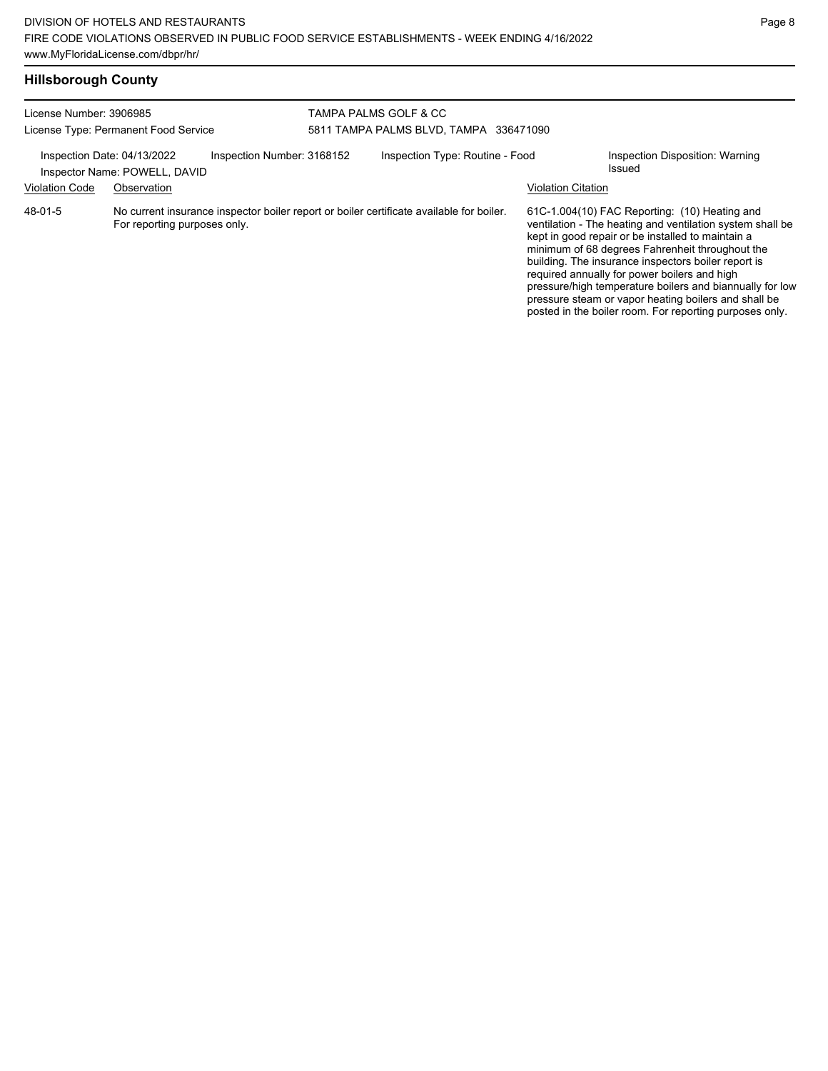## Hillsborough County

License Number: 3906985
License Type: Permanent Food Service

TAMPA PALMS GOLF & CC
5811 TAMPA PALMS BLVD, TAMPA 336471090

Inspection Date: 04/13/2022
Inspector Name: POWELL, DAVID
Inspection Number: 3168152
Inspection Type: Routine - Food
Inspection Disposition: Warning Issued

| Violation Code | Observation | Violation Citation |
| --- | --- | --- |
| 48-01-5 | No current insurance inspector boiler report or boiler certificate available for boiler. For reporting purposes only. | 61C-1.004(10) FAC Reporting: (10) Heating and ventilation - The heating and ventilation system shall be kept in good repair or be installed to maintain a minimum of 68 degrees Fahrenheit throughout the building. The insurance inspectors boiler report is required annually for power boilers and high pressure/high temperature boilers and biannually for low pressure steam or vapor heating boilers and shall be posted in the boiler room. For reporting purposes only. |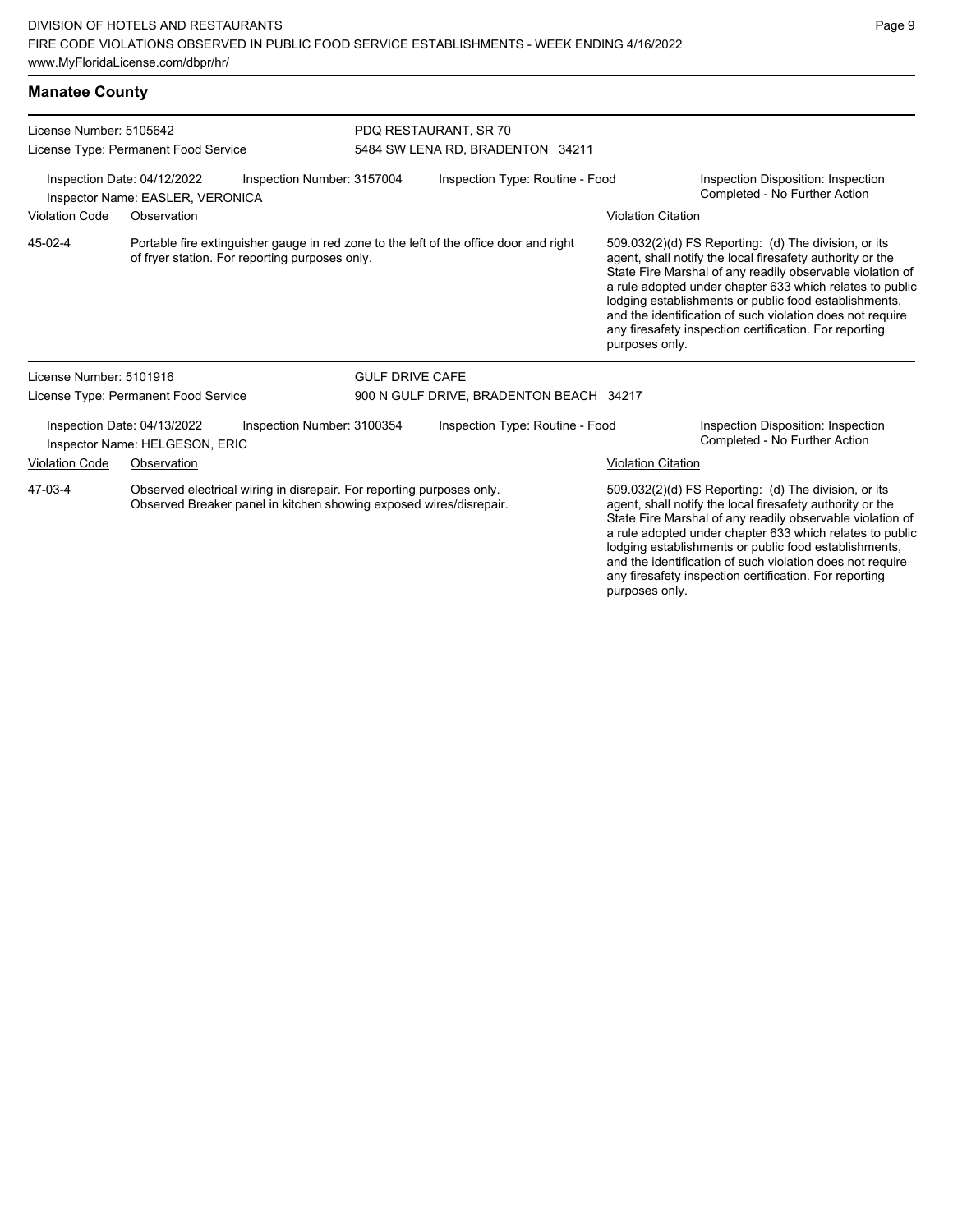## Manatee County

**License Number:** 5105642
**License Type:** Permanent Food Service

**PDQ RESTAURANT, SR 70**
5484 SW LENA RD, BRADENTON 34211

Inspection Date: 04/12/2022 | Inspection Number: 3157004 | Inspection Type: Routine - Food | Inspection Disposition: Inspection Completed - No Further Action

Inspector Name: EASLER, VERONICA

| Violation Code | Observation | Violation Citation |
| --- | --- | --- |
| 45-02-4 | Portable fire extinguisher gauge in red zone to the left of the office door and right of fryer station. For reporting purposes only. | 509.032(2)(d) FS Reporting: (d) The division, or its agent, shall notify the local firesafety authority or the State Fire Marshal of any readily observable violation of a rule adopted under chapter 633 which relates to public lodging establishments or public food establishments, and the identification of such violation does not require any firesafety inspection certification. For reporting purposes only. |

**License Number:** 5101916
**License Type:** Permanent Food Service

**GULF DRIVE CAFE**
900 N GULF DRIVE, BRADENTON BEACH 34217

Inspection Date: 04/13/2022 | Inspection Number: 3100354 | Inspection Type: Routine - Food | Inspection Disposition: Inspection Completed - No Further Action

Inspector Name: HELGESON, ERIC

| Violation Code | Observation | Violation Citation |
| --- | --- | --- |
| 47-03-4 | Observed electrical wiring in disrepair. For reporting purposes only. Observed Breaker panel in kitchen showing exposed wires/disrepair. | 509.032(2)(d) FS Reporting: (d) The division, or its agent, shall notify the local firesafety authority or the State Fire Marshal of any readily observable violation of a rule adopted under chapter 633 which relates to public lodging establishments or public food establishments, and the identification of such violation does not require any firesafety inspection certification. For reporting purposes only. |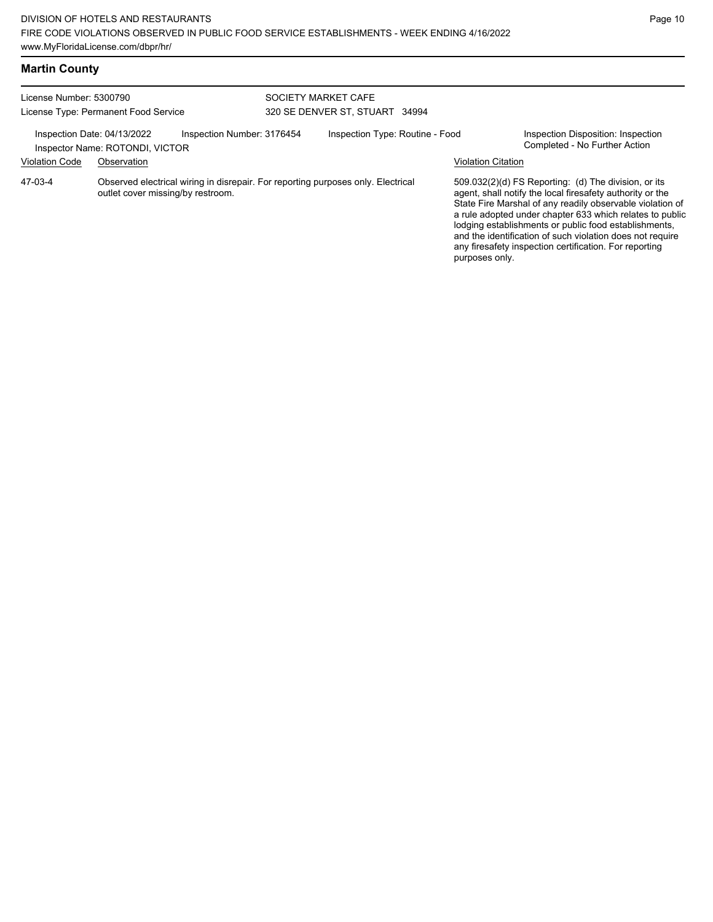## Martin County

License Number: 5300790
License Type: Permanent Food Service

SOCIETY MARKET CAFE
320 SE DENVER ST, STUART 34994

Inspection Date: 04/13/2022 Inspection Number: 3176454 Inspection Type: Routine - Food
Inspector Name: ROTONDI, VICTOR

Inspection Disposition: Inspection Completed - No Further Action

| Violation Code | Observation | Violation Citation |
| --- | --- | --- |
| 47-03-4 | Observed electrical wiring in disrepair. For reporting purposes only. Electrical outlet cover missing/by restroom. | 509.032(2)(d) FS Reporting: (d) The division, or its agent, shall notify the local firesafety authority or the State Fire Marshal of any readily observable violation of a rule adopted under chapter 633 which relates to public lodging establishments or public food establishments, and the identification of such violation does not require any firesafety inspection certification. For reporting purposes only. |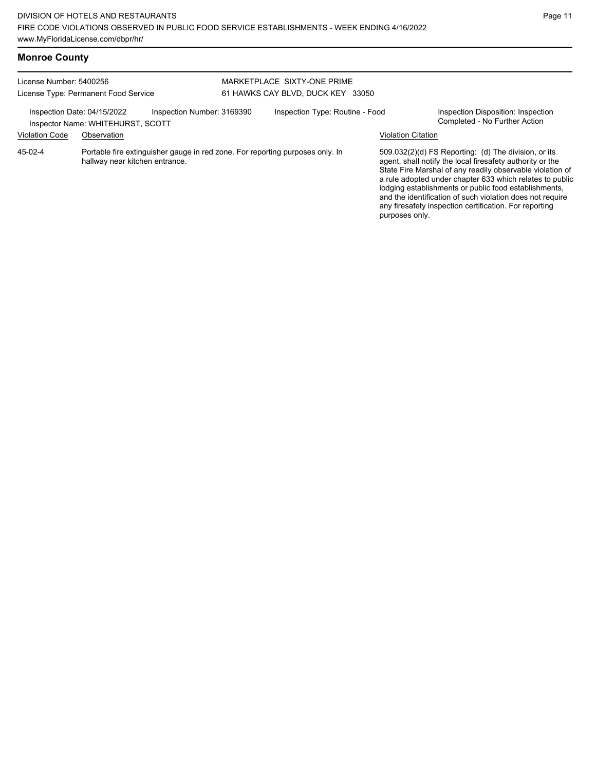## Monroe County

License Number: 5400256
License Type: Permanent Food Service

MARKETPLACE SIXTY-ONE PRIME
61 HAWKS CAY BLVD, DUCK KEY 33050

Inspection Date: 04/15/2022
Inspector Name: WHITEHURST, SCOTT
Inspection Number: 3169390
Inspection Type: Routine - Food
Inspection Disposition: Inspection Completed - No Further Action

| Violation Code | Observation | Violation Citation |
| --- | --- | --- |
| 45-02-4 | Portable fire extinguisher gauge in red zone. For reporting purposes only. In hallway near kitchen entrance. | 509.032(2)(d) FS Reporting: (d) The division, or its agent, shall notify the local firesafety authority or the State Fire Marshal of any readily observable violation of a rule adopted under chapter 633 which relates to public lodging establishments or public food establishments, and the identification of such violation does not require any firesafety inspection certification. For reporting purposes only. |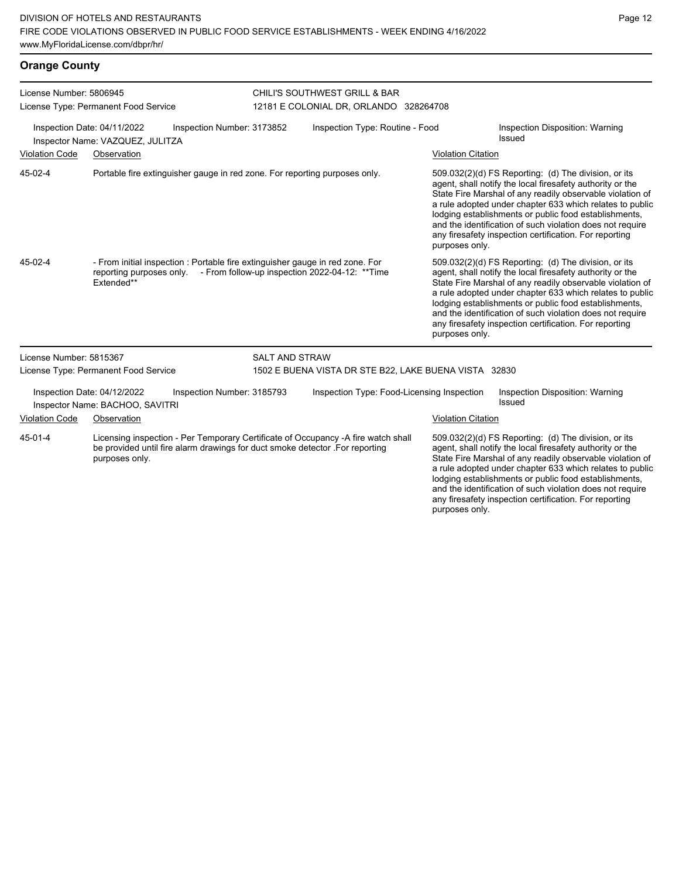## Orange County

License Number: 5806945
License Type: Permanent Food Service

CHILI'S SOUTHWEST GRILL & BAR
12181 E COLONIAL DR, ORLANDO 328264708

Inspection Date: 04/11/2022 | Inspection Number: 3173852 | Inspection Type: Routine - Food | Inspection Disposition: Warning Issued
Inspector Name: VAZQUEZ, JULITZA

| Violation Code | Observation | Violation Citation |
| --- | --- | --- |
| 45-02-4 | Portable fire extinguisher gauge in red zone. For reporting purposes only. | 509.032(2)(d) FS Reporting: (d) The division, or its agent, shall notify the local firesafety authority or the State Fire Marshal of any readily observable violation of a rule adopted under chapter 633 which relates to public lodging establishments or public food establishments, and the identification of such violation does not require any firesafety inspection certification. For reporting purposes only. |
| 45-02-4 | - From initial inspection : Portable fire extinguisher gauge in red zone. For reporting purposes only. - From follow-up inspection 2022-04-12: **Time Extended** | 509.032(2)(d) FS Reporting: (d) The division, or its agent, shall notify the local firesafety authority or the State Fire Marshal of any readily observable violation of a rule adopted under chapter 633 which relates to public lodging establishments or public food establishments, and the identification of such violation does not require any firesafety inspection certification. For reporting purposes only. |

License Number: 5815367
License Type: Permanent Food Service

SALT AND STRAW
1502 E BUENA VISTA DR STE B22, LAKE BUENA VISTA 32830

Inspection Date: 04/12/2022 | Inspection Number: 3185793 | Inspection Type: Food-Licensing Inspection | Inspection Disposition: Warning Issued
Inspector Name: BACHOO, SAVITRI

| Violation Code | Observation | Violation Citation |
| --- | --- | --- |
| 45-01-4 | Licensing inspection - Per Temporary Certificate of Occupancy -A fire watch shall be provided until fire alarm drawings for duct smoke detector .For reporting purposes only. | 509.032(2)(d) FS Reporting: (d) The division, or its agent, shall notify the local firesafety authority or the State Fire Marshal of any readily observable violation of a rule adopted under chapter 633 which relates to public lodging establishments or public food establishments, and the identification of such violation does not require any firesafety inspection certification. For reporting purposes only. |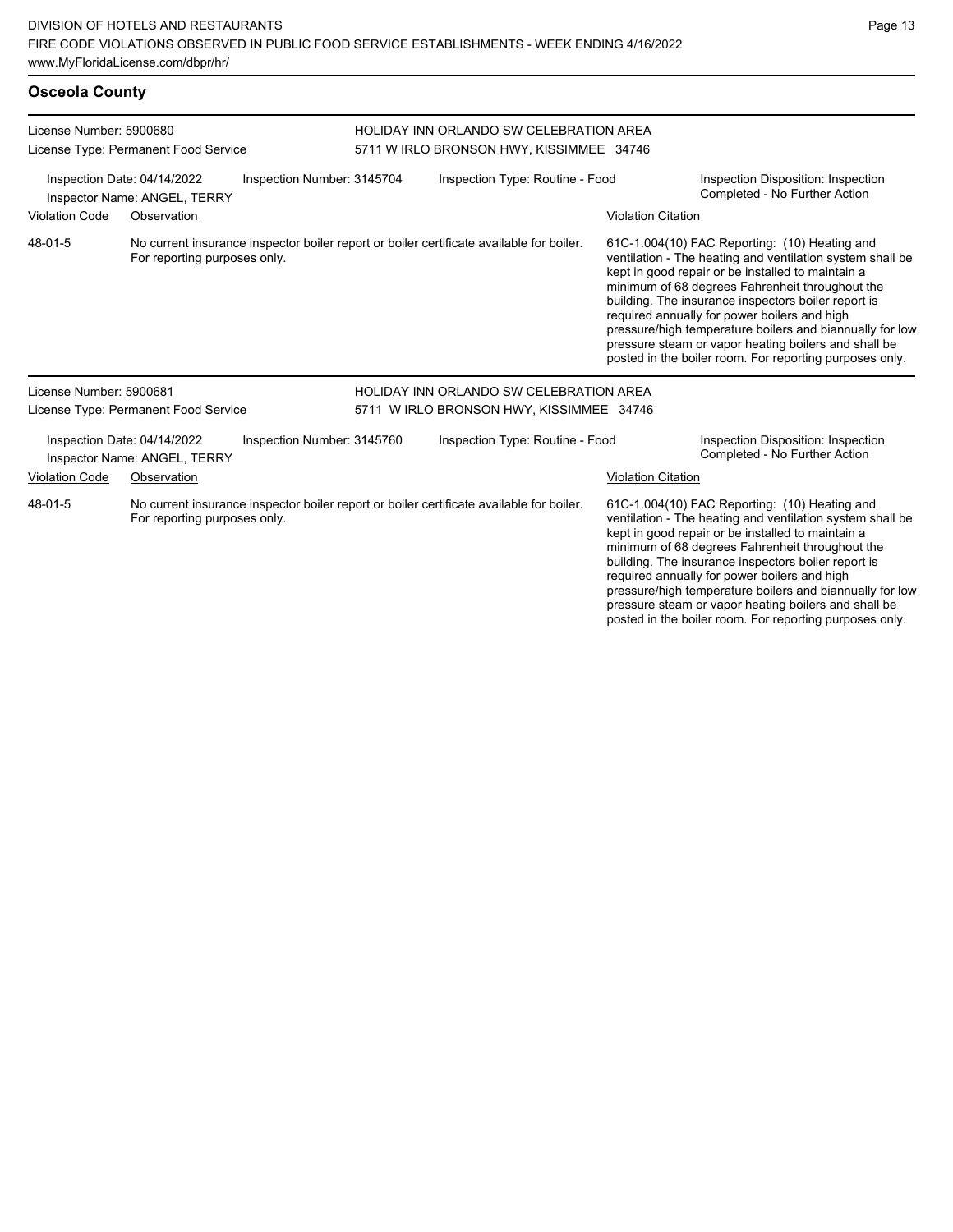## Osceola County

License Number: 5900680
License Type: Permanent Food Service

HOLIDAY INN ORLANDO SW CELEBRATION AREA
5711 W IRLO BRONSON HWY, KISSIMMEE 34746

Inspection Date: 04/14/2022
Inspector Name: ANGEL, TERRY
Inspection Number: 3145704
Inspection Type: Routine - Food
Inspection Disposition: Inspection Completed - No Further Action

| Violation Code | Observation | Violation Citation |
| --- | --- | --- |
| 48-01-5 | No current insurance inspector boiler report or boiler certificate available for boiler. For reporting purposes only. | 61C-1.004(10) FAC Reporting: (10) Heating and ventilation - The heating and ventilation system shall be kept in good repair or be installed to maintain a minimum of 68 degrees Fahrenheit throughout the building. The insurance inspectors boiler report is required annually for power boilers and high pressure/high temperature boilers and biannually for low pressure steam or vapor heating boilers and shall be posted in the boiler room. For reporting purposes only. |

License Number: 5900681
License Type: Permanent Food Service

HOLIDAY INN ORLANDO SW CELEBRATION AREA
5711 W IRLO BRONSON HWY, KISSIMMEE 34746

Inspection Date: 04/14/2022
Inspector Name: ANGEL, TERRY
Inspection Number: 3145760
Inspection Type: Routine - Food
Inspection Disposition: Inspection Completed - No Further Action

| Violation Code | Observation | Violation Citation |
| --- | --- | --- |
| 48-01-5 | No current insurance inspector boiler report or boiler certificate available for boiler. For reporting purposes only. | 61C-1.004(10) FAC Reporting: (10) Heating and ventilation - The heating and ventilation system shall be kept in good repair or be installed to maintain a minimum of 68 degrees Fahrenheit throughout the building. The insurance inspectors boiler report is required annually for power boilers and high pressure/high temperature boilers and biannually for low pressure steam or vapor heating boilers and shall be posted in the boiler room. For reporting purposes only. |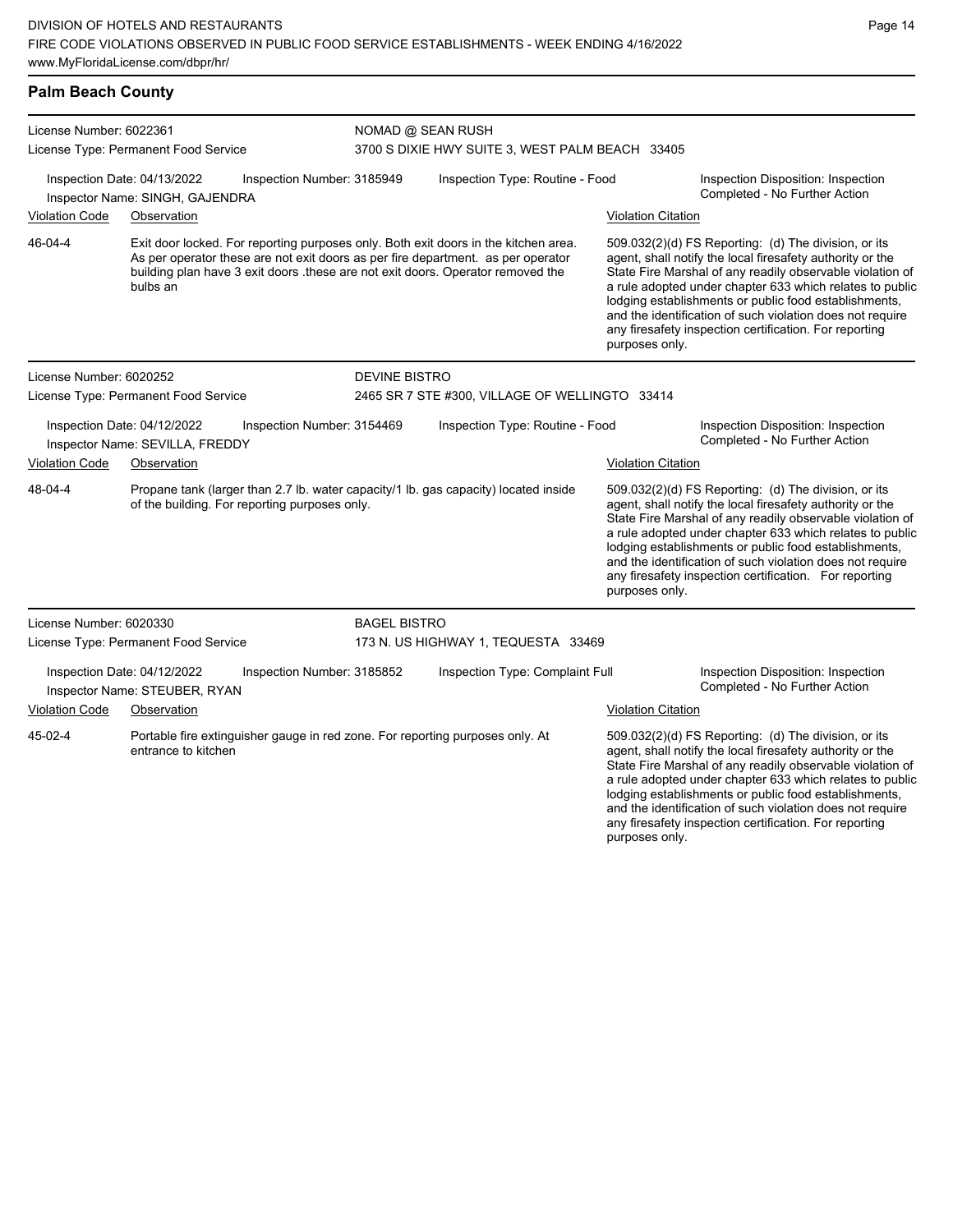## Palm Beach County

**License Number:** 6022361
**License Type:** Permanent Food Service

**NOMAD @ SEAN RUSH**
3700 S DIXIE HWY SUITE 3, WEST PALM BEACH 33405

**Inspection Date:** 04/13/2022
**Inspection Number:** 3185949
**Inspection Type:** Routine - Food
**Inspector Name:** SINGH, GAJENDRA
**Inspection Disposition:** Inspection Completed - No Further Action

| Violation Code | Observation | Violation Citation |
| --- | --- | --- |
| 46-04-4 | Exit door locked. For reporting purposes only. Both exit doors in the kitchen area. As per operator these are not exit doors as per fire department. as per operator building plan have 3 exit doors .these are not exit doors. Operator removed the bulbs an | 509.032(2)(d) FS Reporting: (d) The division, or its agent, shall notify the local firesafety authority or the State Fire Marshal of any readily observable violation of a rule adopted under chapter 633 which relates to public lodging establishments or public food establishments, and the identification of such violation does not require any firesafety inspection certification. For reporting purposes only. |

**License Number:** 6020252
**License Type:** Permanent Food Service

**DEVINE BISTRO**
2465 SR 7 STE #300, VILLAGE OF WELLINGTO 33414

**Inspection Date:** 04/12/2022
**Inspection Number:** 3154469
**Inspection Type:** Routine - Food
**Inspector Name:** SEVILLA, FREDDY
**Inspection Disposition:** Inspection Completed - No Further Action

| Violation Code | Observation | Violation Citation |
| --- | --- | --- |
| 48-04-4 | Propane tank (larger than 2.7 lb. water capacity/1 lb. gas capacity) located inside of the building. For reporting purposes only. | 509.032(2)(d) FS Reporting: (d) The division, or its agent, shall notify the local firesafety authority or the State Fire Marshal of any readily observable violation of a rule adopted under chapter 633 which relates to public lodging establishments or public food establishments, and the identification of such violation does not require any firesafety inspection certification. For reporting purposes only. |

**License Number:** 6020330
**License Type:** Permanent Food Service

**BAGEL BISTRO**
173 N. US HIGHWAY 1, TEQUESTA 33469

**Inspection Date:** 04/12/2022
**Inspection Number:** 3185852
**Inspection Type:** Complaint Full
**Inspector Name:** STEUBER, RYAN
**Inspection Disposition:** Inspection Completed - No Further Action

| Violation Code | Observation | Violation Citation |
| --- | --- | --- |
| 45-02-4 | Portable fire extinguisher gauge in red zone. For reporting purposes only. At entrance to kitchen | 509.032(2)(d) FS Reporting: (d) The division, or its agent, shall notify the local firesafety authority or the State Fire Marshal of any readily observable violation of a rule adopted under chapter 633 which relates to public lodging establishments or public food establishments, and the identification of such violation does not require any firesafety inspection certification. For reporting purposes only. |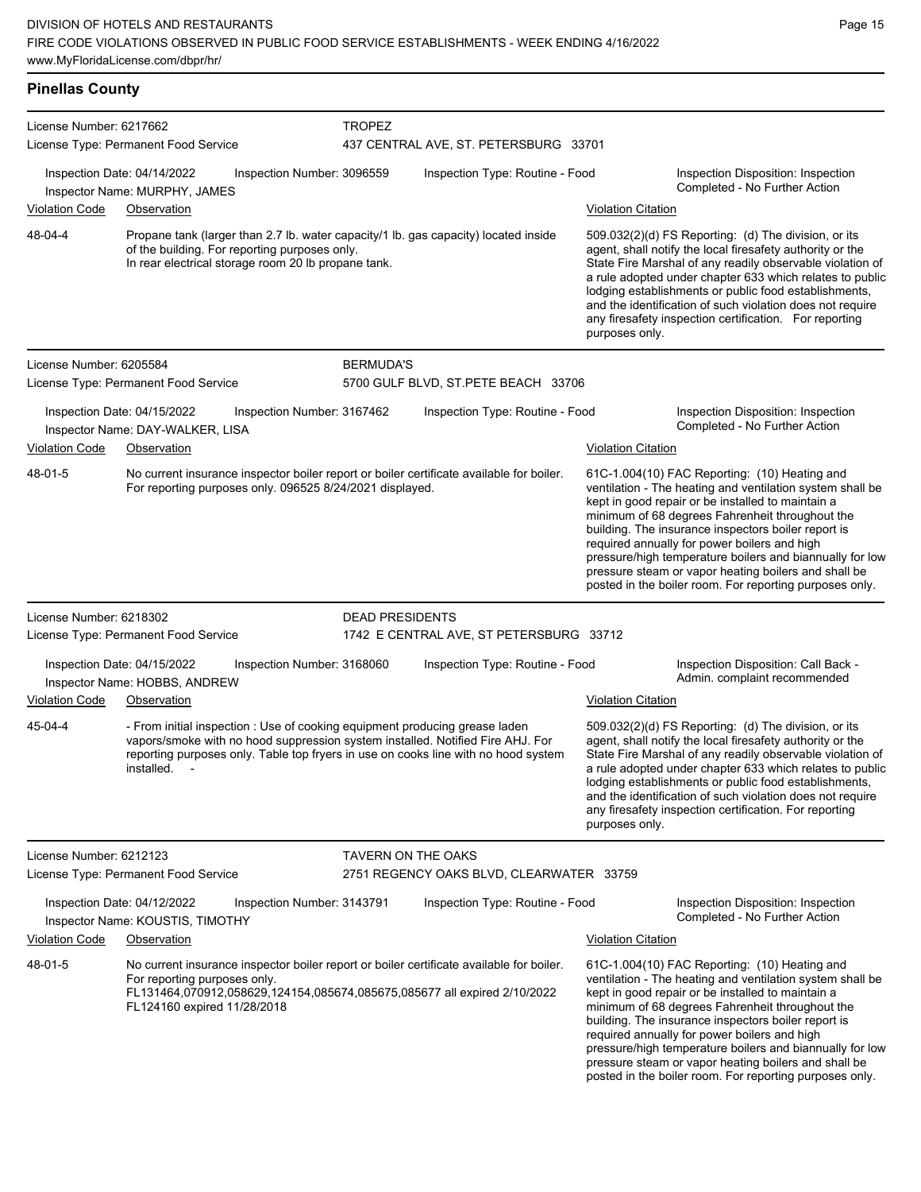## Pinellas County

**License Number:** 6217662
**License Type:** Permanent Food Service

**TROPEZ**
437 CENTRAL AVE, ST. PETERSBURG 33701

**Inspection Date:** 04/14/2022 | **Inspection Number:** 3096559 | **Inspection Type:** Routine - Food | **Inspection Disposition:** Inspection Completed - No Further Action
**Inspector Name:** MURPHY, JAMES

| Violation Code | Observation | Violation Citation |
| --- | --- | --- |
| 48-04-4 | Propane tank (larger than 2.7 lb. water capacity/1 lb. gas capacity) located inside of the building. For reporting purposes only. In rear electrical storage room 20 lb propane tank. | 509.032(2)(d) FS Reporting: (d) The division, or its agent, shall notify the local firesafety authority or the State Fire Marshal of any readily observable violation of a rule adopted under chapter 633 which relates to public lodging establishments or public food establishments, and the identification of such violation does not require any firesafety inspection certification. For reporting purposes only. |

**License Number:** 6205584
**License Type:** Permanent Food Service

**BERMUDA'S**
5700 GULF BLVD, ST.PETE BEACH 33706

**Inspection Date:** 04/15/2022 | **Inspection Number:** 3167462 | **Inspection Type:** Routine - Food | **Inspection Disposition:** Inspection Completed - No Further Action
**Inspector Name:** DAY-WALKER, LISA

| Violation Code | Observation | Violation Citation |
| --- | --- | --- |
| 48-01-5 | No current insurance inspector boiler report or boiler certificate available for boiler. For reporting purposes only. 096525 8/24/2021 displayed. | 61C-1.004(10) FAC Reporting: (10) Heating and ventilation - The heating and ventilation system shall be kept in good repair or be installed to maintain a minimum of 68 degrees Fahrenheit throughout the building. The insurance inspectors boiler report is required annually for power boilers and high pressure/high temperature boilers and biannually for low pressure steam or vapor heating boilers and shall be posted in the boiler room. For reporting purposes only. |

**License Number:** 6218302
**License Type:** Permanent Food Service

**DEAD PRESIDENTS**
1742 E CENTRAL AVE, ST PETERSBURG 33712

**Inspection Date:** 04/15/2022 | **Inspection Number:** 3168060 | **Inspection Type:** Routine - Food | **Inspection Disposition:** Call Back - Admin. complaint recommended
**Inspector Name:** HOBBS, ANDREW

| Violation Code | Observation | Violation Citation |
| --- | --- | --- |
| 45-04-4 | - From initial inspection : Use of cooking equipment producing grease laden vapors/smoke with no hood suppression system installed. Notified Fire AHJ. For reporting purposes only. Table top fryers in use on cooks line with no hood system installed. - | 509.032(2)(d) FS Reporting: (d) The division, or its agent, shall notify the local firesafety authority or the State Fire Marshal of any readily observable violation of a rule adopted under chapter 633 which relates to public lodging establishments or public food establishments, and the identification of such violation does not require any firesafety inspection certification. For reporting purposes only. |

**License Number:** 6212123
**License Type:** Permanent Food Service

**TAVERN ON THE OAKS**
2751 REGENCY OAKS BLVD, CLEARWATER 33759

**Inspection Date:** 04/12/2022 | **Inspection Number:** 3143791 | **Inspection Type:** Routine - Food | **Inspection Disposition:** Inspection Completed - No Further Action
**Inspector Name:** KOUSTIS, TIMOTHY

| Violation Code | Observation | Violation Citation |
| --- | --- | --- |
| 48-01-5 | No current insurance inspector boiler report or boiler certificate available for boiler. For reporting purposes only. FL131464,070912,058629,124154,085674,085675,085677 all expired 2/10/2022 FL124160 expired 11/28/2018 | 61C-1.004(10) FAC Reporting: (10) Heating and ventilation - The heating and ventilation system shall be kept in good repair or be installed to maintain a minimum of 68 degrees Fahrenheit throughout the building. The insurance inspectors boiler report is required annually for power boilers and high pressure/high temperature boilers and biannually for low pressure steam or vapor heating boilers and shall be posted in the boiler room. For reporting purposes only. |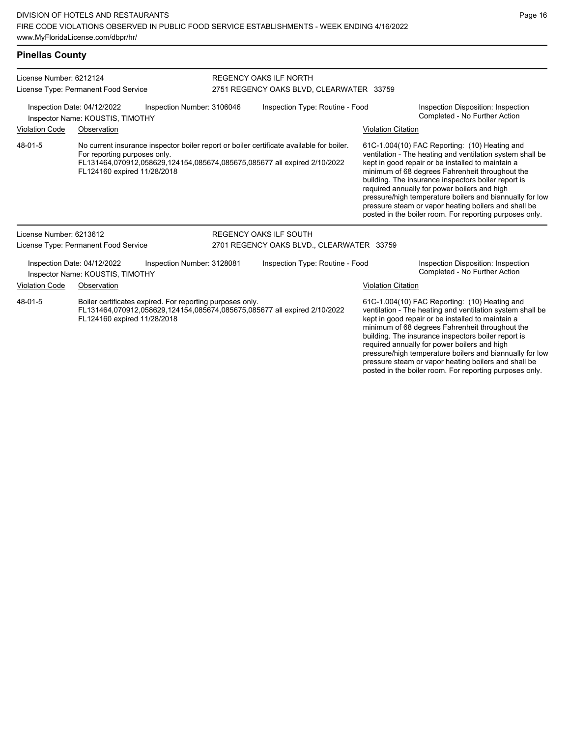## Pinellas County

License Number: 6212124
License Type: Permanent Food Service

REGENCY OAKS ILF NORTH
2751 REGENCY OAKS BLVD, CLEARWATER 33759

Inspection Date: 04/12/2022
Inspector Name: KOUSTIS, TIMOTHY
Inspection Number: 3106046
Inspection Type: Routine - Food
Inspection Disposition: Inspection Completed - No Further Action

| Violation Code | Observation | Violation Citation |
|---|---|---|
| 48-01-5 | No current insurance inspector boiler report or boiler certificate available for boiler. For reporting purposes only. FL131464,070912,058629,124154,085674,085675,085677 all expired 2/10/2022 FL124160 expired 11/28/2018 | 61C-1.004(10) FAC Reporting: (10) Heating and ventilation - The heating and ventilation system shall be kept in good repair or be installed to maintain a minimum of 68 degrees Fahrenheit throughout the building. The insurance inspectors boiler report is required annually for power boilers and high pressure/high temperature boilers and biannually for low pressure steam or vapor heating boilers and shall be posted in the boiler room. For reporting purposes only. |

License Number: 6213612
License Type: Permanent Food Service

REGENCY OAKS ILF SOUTH
2701 REGENCY OAKS BLVD., CLEARWATER 33759

Inspection Date: 04/12/2022
Inspector Name: KOUSTIS, TIMOTHY
Inspection Number: 3128081
Inspection Type: Routine - Food
Inspection Disposition: Inspection Completed - No Further Action

| Violation Code | Observation | Violation Citation |
|---|---|---|
| 48-01-5 | Boiler certificates expired. For reporting purposes only. FL131464,070912,058629,124154,085674,085675,085677 all expired 2/10/2022 FL124160 expired 11/28/2018 | 61C-1.004(10) FAC Reporting: (10) Heating and ventilation - The heating and ventilation system shall be kept in good repair or be installed to maintain a minimum of 68 degrees Fahrenheit throughout the building. The insurance inspectors boiler report is required annually for power boilers and high pressure/high temperature boilers and biannually for low pressure steam or vapor heating boilers and shall be posted in the boiler room. For reporting purposes only. |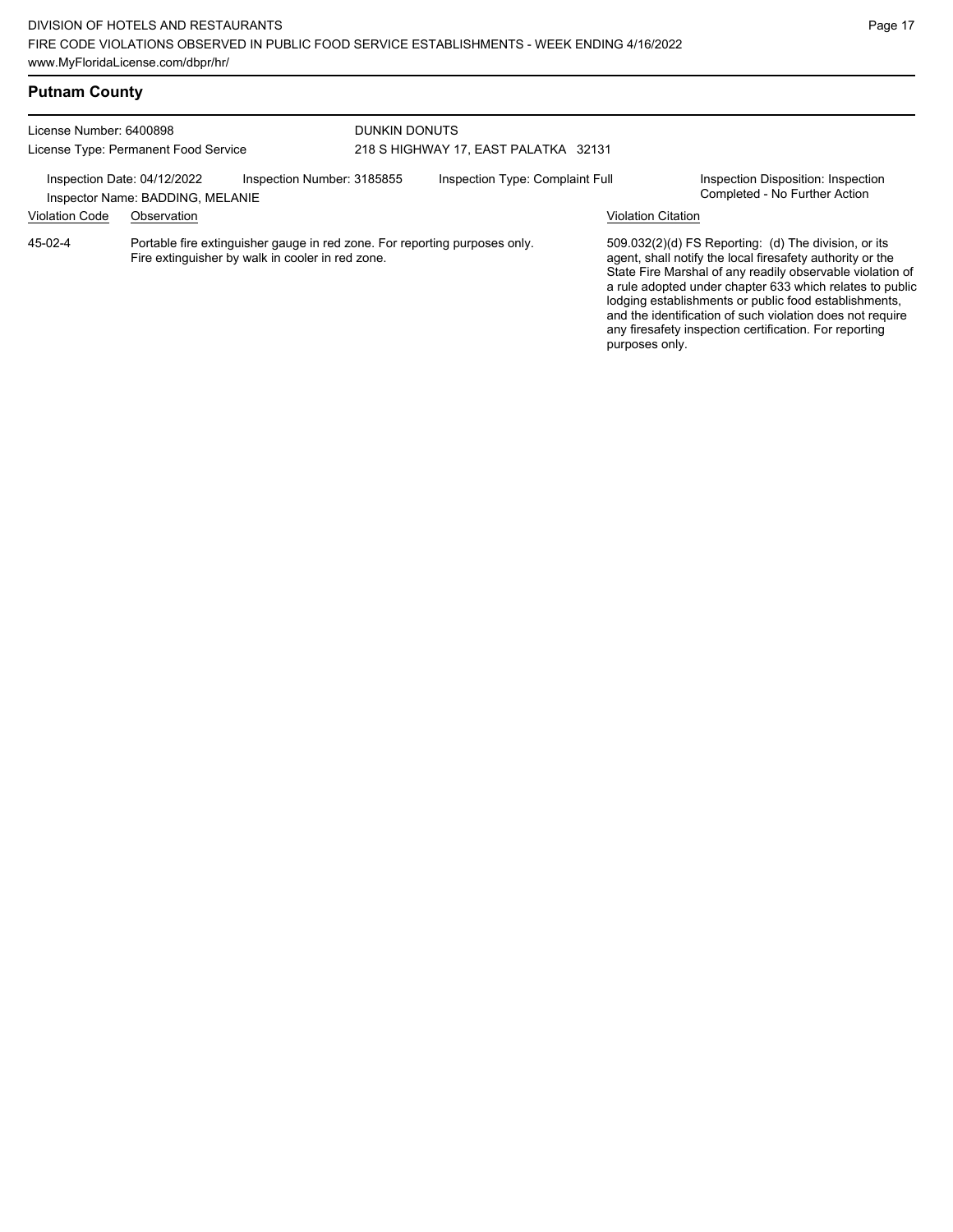## Putnam County

License Number: 6400898
License Type: Permanent Food Service

DUNKIN DONUTS
218 S HIGHWAY 17, EAST PALATKA 32131

Inspection Date: 04/12/2022
Inspector Name: BADDING, MELANIE

Inspection Number: 3185855

Inspection Type: Complaint Full

Inspection Disposition: Inspection Completed - No Further Action

| Violation Code | Observation | Violation Citation |
|---|---|---|
| 45-02-4 | Portable fire extinguisher gauge in red zone. For reporting purposes only. Fire extinguisher by walk in cooler in red zone. | 509.032(2)(d) FS Reporting: (d) The division, or its agent, shall notify the local firesafety authority or the State Fire Marshal of any readily observable violation of a rule adopted under chapter 633 which relates to public lodging establishments or public food establishments, and the identification of such violation does not require any firesafety inspection certification. For reporting purposes only. |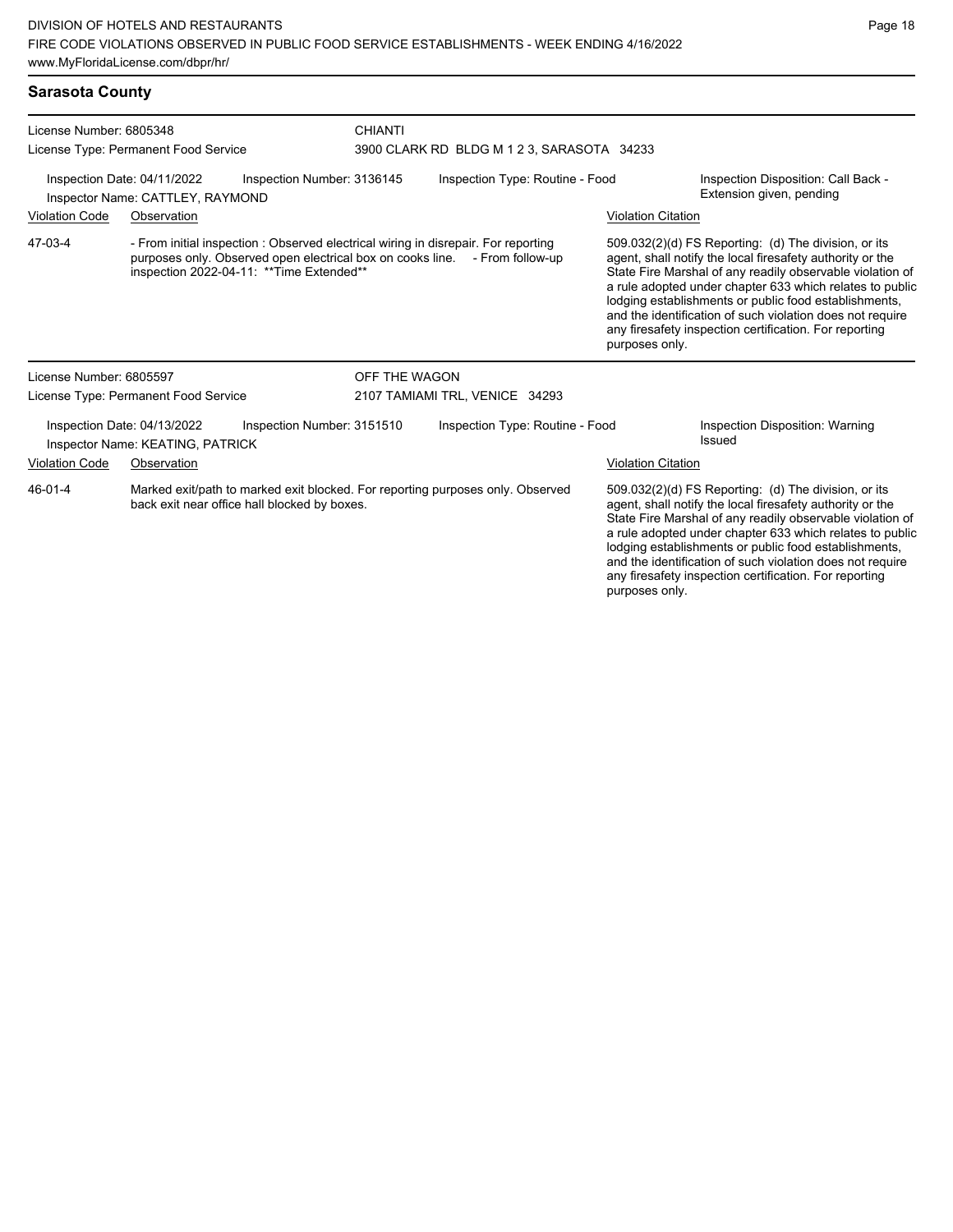## Sarasota County

License Number: 6805348
License Type: Permanent Food Service

**CHIANTI**
3900 CLARK RD BLDG M 1 2 3, SARASOTA 34233

Inspection Date: 04/11/2022
Inspection Number: 3136145
Inspection Type: Routine - Food
Inspection Disposition: Call Back - Extension given, pending
Inspector Name: CATTLEY, RAYMOND

| Violation Code | Observation | Violation Citation |
|---|---|---|
| 47-03-4 | - From initial inspection : Observed electrical wiring in disrepair. For reporting purposes only. Observed open electrical box on cooks line. - From follow-up inspection 2022-04-11: **Time Extended** | 509.032(2)(d) FS Reporting: (d) The division, or its agent, shall notify the local firesafety authority or the State Fire Marshal of any readily observable violation of a rule adopted under chapter 633 which relates to public lodging establishments or public food establishments, and the identification of such violation does not require any firesafety inspection certification. For reporting purposes only. |

License Number: 6805597
License Type: Permanent Food Service

**OFF THE WAGON**
2107 TAMIAMI TRL, VENICE 34293

Inspection Date: 04/13/2022
Inspection Number: 3151510
Inspection Type: Routine - Food
Inspection Disposition: Warning Issued
Inspector Name: KEATING, PATRICK

| Violation Code | Observation | Violation Citation |
|---|---|---|
| 46-01-4 | Marked exit/path to marked exit blocked. For reporting purposes only. Observed back exit near office hall blocked by boxes. | 509.032(2)(d) FS Reporting: (d) The division, or its agent, shall notify the local firesafety authority or the State Fire Marshal of any readily observable violation of a rule adopted under chapter 633 which relates to public lodging establishments or public food establishments, and the identification of such violation does not require any firesafety inspection certification. For reporting purposes only. |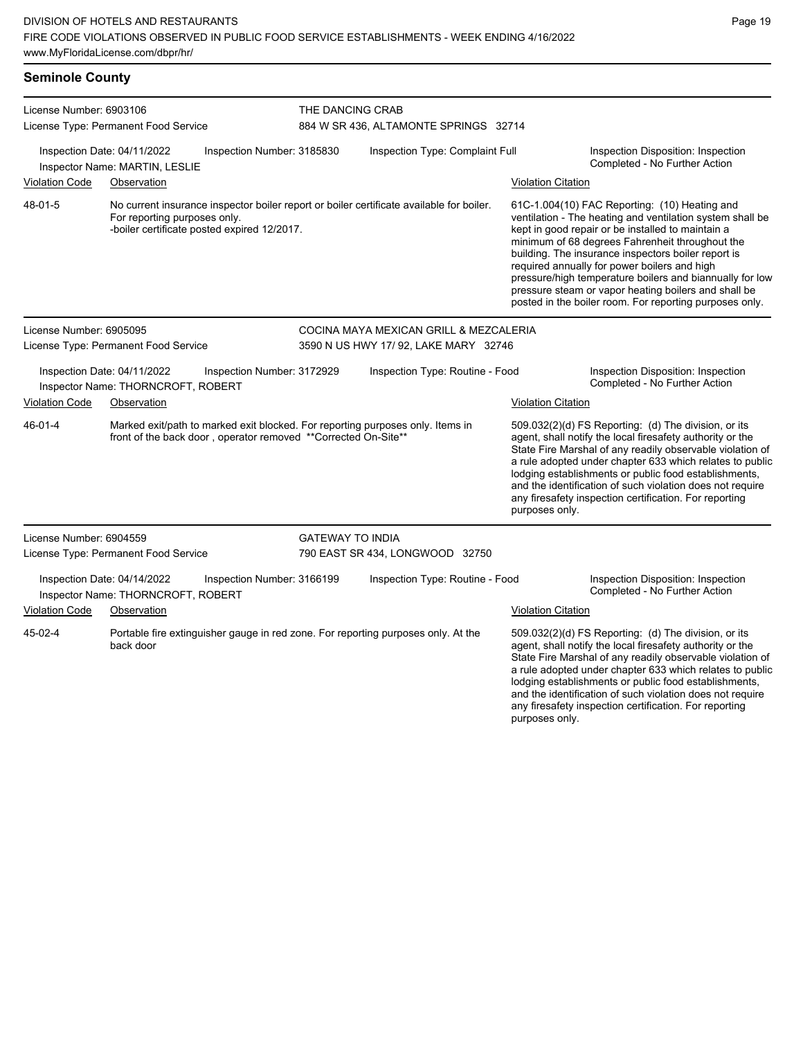## Seminole County

License Number: 6903106
License Type: Permanent Food Service

THE DANCING CRAB
884 W SR 436, ALTAMONTE SPRINGS 32714

Inspection Date: 04/11/2022
Inspector Name: MARTIN, LESLIE
Inspection Number: 3185830
Inspection Type: Complaint Full
Inspection Disposition: Inspection Completed - No Further Action

| Violation Code | Observation | Violation Citation |
|---|---|---|
| 48-01-5 | No current insurance inspector boiler report or boiler certificate available for boiler. For reporting purposes only. -boiler certificate posted expired 12/2017. | 61C-1.004(10) FAC Reporting: (10) Heating and ventilation - The heating and ventilation system shall be kept in good repair or be installed to maintain a minimum of 68 degrees Fahrenheit throughout the building. The insurance inspectors boiler report is required annually for power boilers and high pressure/high temperature boilers and biannually for low pressure steam or vapor heating boilers and shall be posted in the boiler room. For reporting purposes only. |

License Number: 6905095
License Type: Permanent Food Service

COCINA MAYA MEXICAN GRILL & MEZCALERIA
3590 N US HWY 17/ 92, LAKE MARY 32746

Inspection Date: 04/11/2022
Inspector Name: THORNCROFT, ROBERT
Inspection Number: 3172929
Inspection Type: Routine - Food
Inspection Disposition: Inspection Completed - No Further Action

| Violation Code | Observation | Violation Citation |
|---|---|---|
| 46-01-4 | Marked exit/path to marked exit blocked. For reporting purposes only. Items in front of the back door , operator removed **Corrected On-Site** | 509.032(2)(d) FS Reporting: (d) The division, or its agent, shall notify the local firesafety authority or the State Fire Marshal of any readily observable violation of a rule adopted under chapter 633 which relates to public lodging establishments or public food establishments, and the identification of such violation does not require any firesafety inspection certification. For reporting purposes only. |

License Number: 6904559
License Type: Permanent Food Service

GATEWAY TO INDIA
790 EAST SR 434, LONGWOOD 32750

Inspection Date: 04/14/2022
Inspector Name: THORNCROFT, ROBERT
Inspection Number: 3166199
Inspection Type: Routine - Food
Inspection Disposition: Inspection Completed - No Further Action

| Violation Code | Observation | Violation Citation |
|---|---|---|
| 45-02-4 | Portable fire extinguisher gauge in red zone. For reporting purposes only. At the back door | 509.032(2)(d) FS Reporting: (d) The division, or its agent, shall notify the local firesafety authority or the State Fire Marshal of any readily observable violation of a rule adopted under chapter 633 which relates to public lodging establishments or public food establishments, and the identification of such violation does not require any firesafety inspection certification. For reporting purposes only. |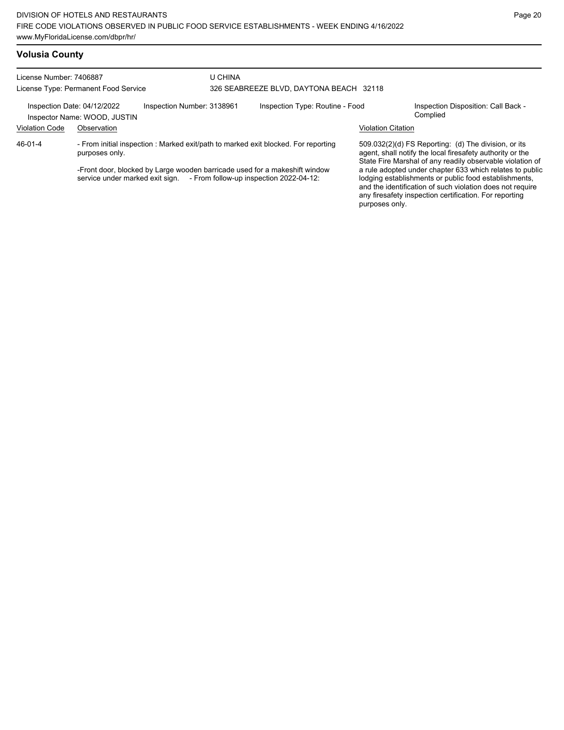## Volusia County

License Number: 7406887
License Type: Permanent Food Service

U CHINA
326 SEABREEZE BLVD, DAYTONA BEACH 32118

Inspection Date: 04/12/2022
Inspector Name: WOOD, JUSTIN
Inspection Number: 3138961
Inspection Type: Routine - Food
Inspection Disposition: Call Back - Complied

| Violation Code | Observation | Violation Citation |
|---|---|---|
| 46-01-4 | - From initial inspection : Marked exit/path to marked exit blocked. For reporting purposes only.<br><br>-Front door, blocked by Large wooden barricade used for a makeshift window service under marked exit sign. - From follow-up inspection 2022-04-12: | 509.032(2)(d) FS Reporting: (d) The division, or its agent, shall notify the local firesafety authority or the State Fire Marshal of any readily observable violation of a rule adopted under chapter 633 which relates to public lodging establishments or public food establishments, and the identification of such violation does not require any firesafety inspection certification. For reporting purposes only. |